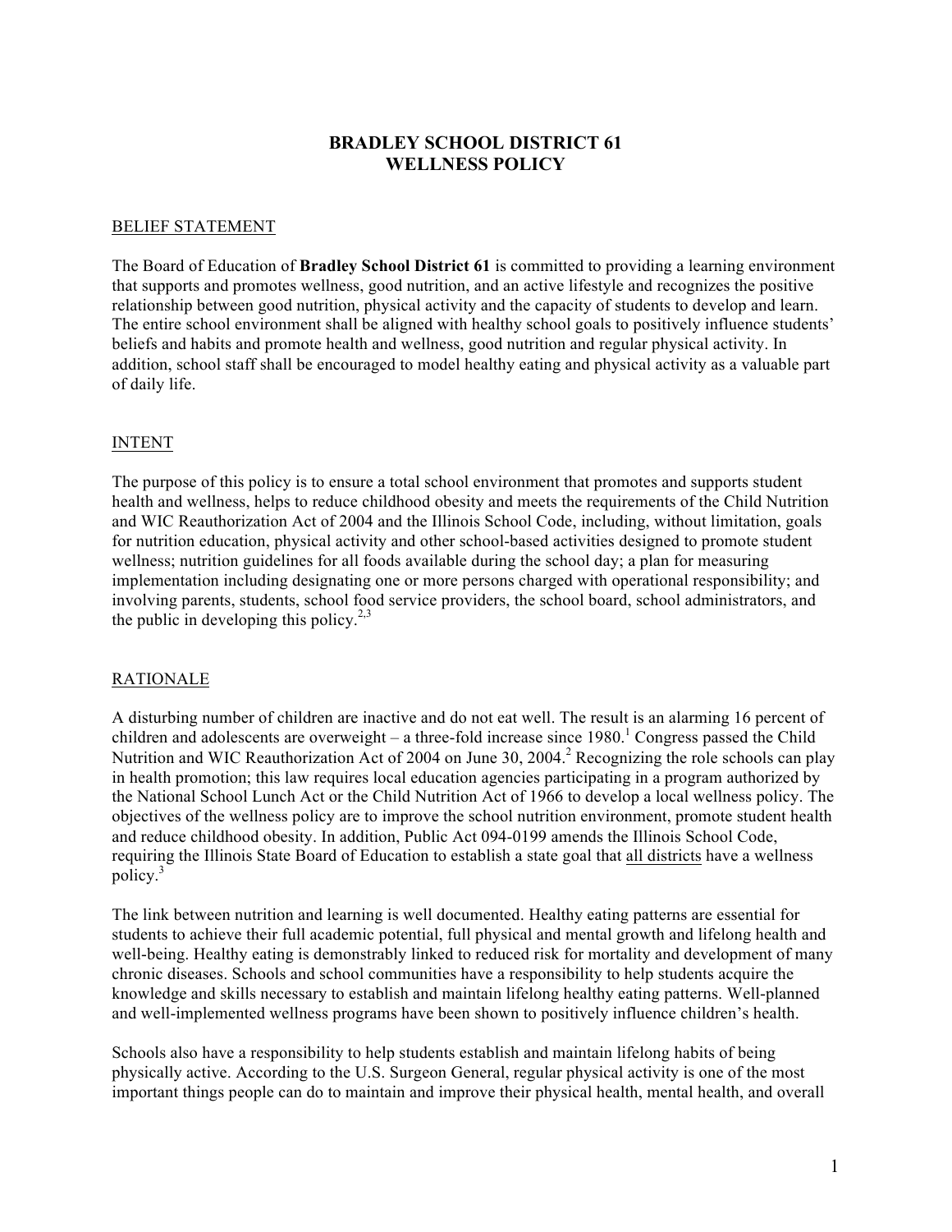# BRADLEY SCHOOL DISTRICT 61
# WELLNESS POLICY

## BELIEF STATEMENT

The Board of Education of **Bradley School District 61** is committed to providing a learning environment that supports and promotes wellness, good nutrition, and an active lifestyle and recognizes the positive relationship between good nutrition, physical activity and the capacity of students to develop and learn. The entire school environment shall be aligned with healthy school goals to positively influence students' beliefs and habits and promote health and wellness, good nutrition and regular physical activity. In addition, school staff shall be encouraged to model healthy eating and physical activity as a valuable part of daily life.

## INTENT

The purpose of this policy is to ensure a total school environment that promotes and supports student health and wellness, helps to reduce childhood obesity and meets the requirements of the Child Nutrition and WIC Reauthorization Act of 2004 and the Illinois School Code, including, without limitation, goals for nutrition education, physical activity and other school-based activities designed to promote student wellness; nutrition guidelines for all foods available during the school day; a plan for measuring implementation including designating one or more persons charged with operational responsibility; and involving parents, students, school food service providers, the school board, school administrators, and the public in developing this policy.[2,3]

## RATIONALE

A disturbing number of children are inactive and do not eat well. The result is an alarming 16 percent of children and adolescents are overweight – a three-fold increase since 1980.[1] Congress passed the Child Nutrition and WIC Reauthorization Act of 2004 on June 30, 2004.[2] Recognizing the role schools can play in health promotion; this law requires local education agencies participating in a program authorized by the National School Lunch Act or the Child Nutrition Act of 1966 to develop a local wellness policy. The objectives of the wellness policy are to improve the school nutrition environment, promote student health and reduce childhood obesity. In addition, Public Act 094-0199 amends the Illinois School Code, requiring the Illinois State Board of Education to establish a state goal that all districts have a wellness policy.[3]

The link between nutrition and learning is well documented. Healthy eating patterns are essential for students to achieve their full academic potential, full physical and mental growth and lifelong health and well-being. Healthy eating is demonstrably linked to reduced risk for mortality and development of many chronic diseases. Schools and school communities have a responsibility to help students acquire the knowledge and skills necessary to establish and maintain lifelong healthy eating patterns. Well-planned and well-implemented wellness programs have been shown to positively influence children's health.

Schools also have a responsibility to help students establish and maintain lifelong habits of being physically active. According to the U.S. Surgeon General, regular physical activity is one of the most important things people can do to maintain and improve their physical health, mental health, and overall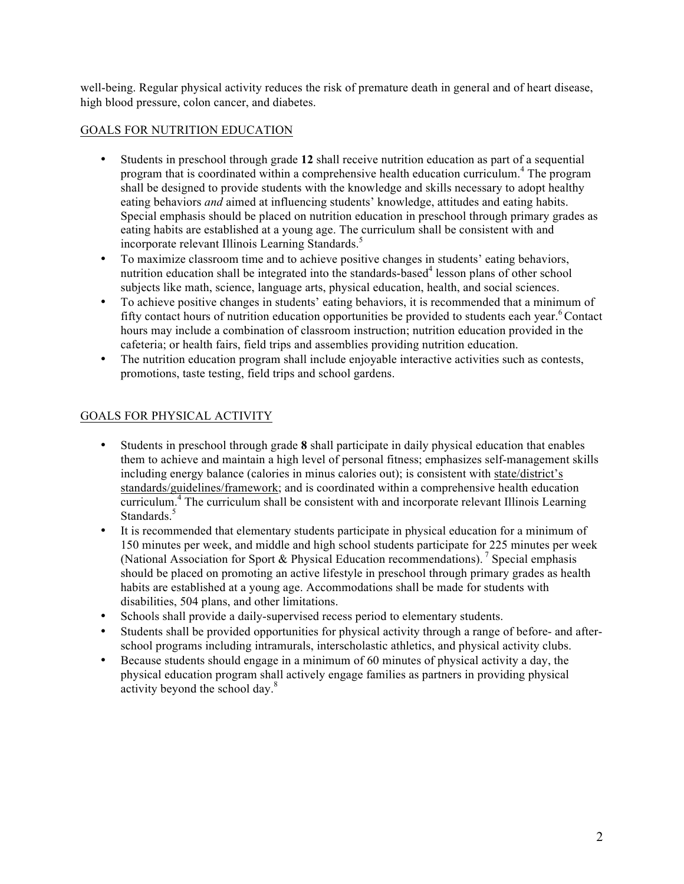well-being. Regular physical activity reduces the risk of premature death in general and of heart disease, high blood pressure, colon cancer, and diabetes.

## GOALS FOR NUTRITION EDUCATION

- Students in preschool through grade **12** shall receive nutrition education as part of a sequential program that is coordinated within a comprehensive health education curriculum.[4] The program shall be designed to provide students with the knowledge and skills necessary to adopt healthy eating behaviors *and* aimed at influencing students' knowledge, attitudes and eating habits. Special emphasis should be placed on nutrition education in preschool through primary grades as eating habits are established at a young age. The curriculum shall be consistent with and incorporate relevant Illinois Learning Standards.[5]
- To maximize classroom time and to achieve positive changes in students' eating behaviors, nutrition education shall be integrated into the standards-based[4] lesson plans of other school subjects like math, science, language arts, physical education, health, and social sciences.
- To achieve positive changes in students' eating behaviors, it is recommended that a minimum of fifty contact hours of nutrition education opportunities be provided to students each year.[6] Contact hours may include a combination of classroom instruction; nutrition education provided in the cafeteria; or health fairs, field trips and assemblies providing nutrition education.
- The nutrition education program shall include enjoyable interactive activities such as contests, promotions, taste testing, field trips and school gardens.

## GOALS FOR PHYSICAL ACTIVITY

- Students in preschool through grade **8** shall participate in daily physical education that enables them to achieve and maintain a high level of personal fitness; emphasizes self-management skills including energy balance (calories in minus calories out); is consistent with state/district's standards/guidelines/framework; and is coordinated within a comprehensive health education curriculum.[4] The curriculum shall be consistent with and incorporate relevant Illinois Learning Standards.[5]
- It is recommended that elementary students participate in physical education for a minimum of 150 minutes per week, and middle and high school students participate for 225 minutes per week (National Association for Sport & Physical Education recommendations).[7] Special emphasis should be placed on promoting an active lifestyle in preschool through primary grades as health habits are established at a young age. Accommodations shall be made for students with disabilities, 504 plans, and other limitations.
- Schools shall provide a daily-supervised recess period to elementary students.
- Students shall be provided opportunities for physical activity through a range of before- and after-school programs including intramurals, interscholastic athletics, and physical activity clubs.
- Because students should engage in a minimum of 60 minutes of physical activity a day, the physical education program shall actively engage families as partners in providing physical activity beyond the school day.[8]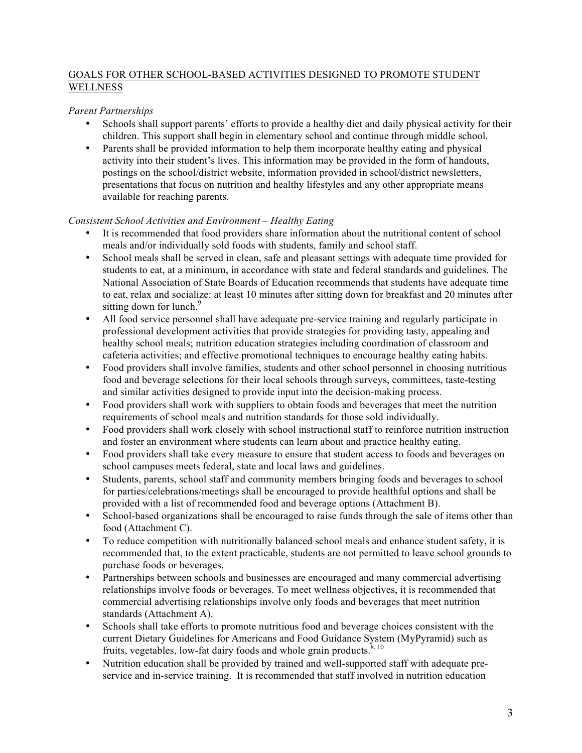## GOALS FOR OTHER SCHOOL-BASED ACTIVITIES DESIGNED TO PROMOTE STUDENT WELLNESS

*Parent Partnerships*

- Schools shall support parents' efforts to provide a healthy diet and daily physical activity for their children. This support shall begin in elementary school and continue through middle school.
- Parents shall be provided information to help them incorporate healthy eating and physical activity into their student's lives. This information may be provided in the form of handouts, postings on the school/district website, information provided in school/district newsletters, presentations that focus on nutrition and healthy lifestyles and any other appropriate means available for reaching parents.

*Consistent School Activities and Environment – Healthy Eating*

- It is recommended that food providers share information about the nutritional content of school meals and/or individually sold foods with students, family and school staff.
- School meals shall be served in clean, safe and pleasant settings with adequate time provided for students to eat, at a minimum, in accordance with state and federal standards and guidelines. The National Association of State Boards of Education recommends that students have adequate time to eat, relax and socialize: at least 10 minutes after sitting down for breakfast and 20 minutes after sitting down for lunch.[9]
- All food service personnel shall have adequate pre-service training and regularly participate in professional development activities that provide strategies for providing tasty, appealing and healthy school meals; nutrition education strategies including coordination of classroom and cafeteria activities; and effective promotional techniques to encourage healthy eating habits.
- Food providers shall involve families, students and other school personnel in choosing nutritious food and beverage selections for their local schools through surveys, committees, taste-testing and similar activities designed to provide input into the decision-making process.
- Food providers shall work with suppliers to obtain foods and beverages that meet the nutrition requirements of school meals and nutrition standards for those sold individually.
- Food providers shall work closely with school instructional staff to reinforce nutrition instruction and foster an environment where students can learn about and practice healthy eating.
- Food providers shall take every measure to ensure that student access to foods and beverages on school campuses meets federal, state and local laws and guidelines.
- Students, parents, school staff and community members bringing foods and beverages to school for parties/celebrations/meetings shall be encouraged to provide healthful options and shall be provided with a list of recommended food and beverage options (Attachment B).
- School-based organizations shall be encouraged to raise funds through the sale of items other than food (Attachment C).
- To reduce competition with nutritionally balanced school meals and enhance student safety, it is recommended that, to the extent practicable, students are not permitted to leave school grounds to purchase foods or beverages.
- Partnerships between schools and businesses are encouraged and many commercial advertising relationships involve foods or beverages. To meet wellness objectives, it is recommended that commercial advertising relationships involve only foods and beverages that meet nutrition standards (Attachment A).
- Schools shall take efforts to promote nutritious food and beverage choices consistent with the current Dietary Guidelines for Americans and Food Guidance System (MyPyramid) such as fruits, vegetables, low-fat dairy foods and whole grain products.[8, 10]
- Nutrition education shall be provided by trained and well-supported staff with adequate pre-service and in-service training. It is recommended that staff involved in nutrition education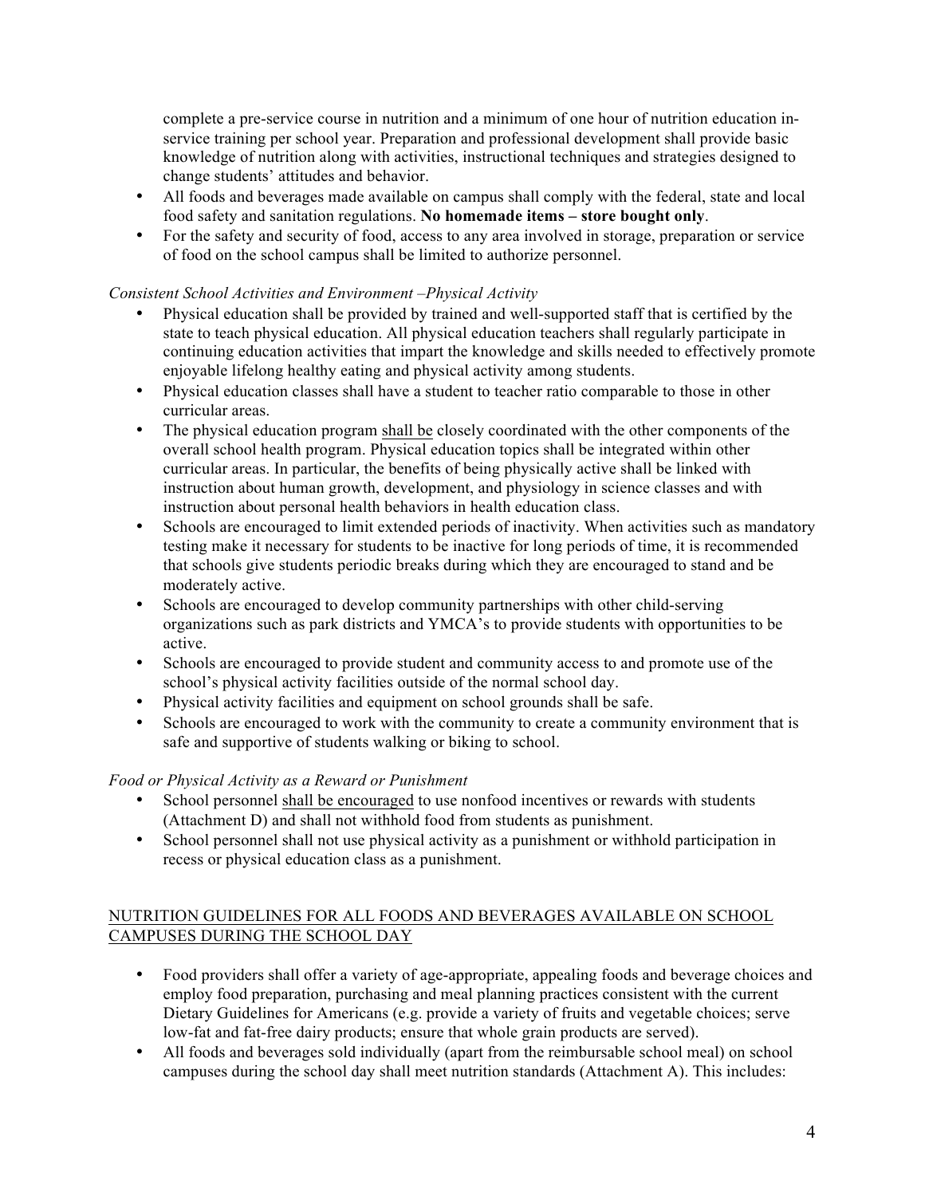complete a pre-service course in nutrition and a minimum of one hour of nutrition education in-service training per school year. Preparation and professional development shall provide basic knowledge of nutrition along with activities, instructional techniques and strategies designed to change students' attitudes and behavior.

- All foods and beverages made available on campus shall comply with the federal, state and local food safety and sanitation regulations. **No homemade items – store bought only**.
- For the safety and security of food, access to any area involved in storage, preparation or service of food on the school campus shall be limited to authorize personnel.

*Consistent School Activities and Environment –Physical Activity*

- Physical education shall be provided by trained and well-supported staff that is certified by the state to teach physical education. All physical education teachers shall regularly participate in continuing education activities that impart the knowledge and skills needed to effectively promote enjoyable lifelong healthy eating and physical activity among students.
- Physical education classes shall have a student to teacher ratio comparable to those in other curricular areas.
- The physical education program <u>shall be</u> closely coordinated with the other components of the overall school health program. Physical education topics shall be integrated within other curricular areas. In particular, the benefits of being physically active shall be linked with instruction about human growth, development, and physiology in science classes and with instruction about personal health behaviors in health education class.
- Schools are encouraged to limit extended periods of inactivity. When activities such as mandatory testing make it necessary for students to be inactive for long periods of time, it is recommended that schools give students periodic breaks during which they are encouraged to stand and be moderately active.
- Schools are encouraged to develop community partnerships with other child-serving organizations such as park districts and YMCA's to provide students with opportunities to be active.
- Schools are encouraged to provide student and community access to and promote use of the school's physical activity facilities outside of the normal school day.
- Physical activity facilities and equipment on school grounds shall be safe.
- Schools are encouraged to work with the community to create a community environment that is safe and supportive of students walking or biking to school.

*Food or Physical Activity as a Reward or Punishment*

- School personnel <u>shall be encouraged</u> to use nonfood incentives or rewards with students (Attachment D) and shall not withhold food from students as punishment.
- School personnel shall not use physical activity as a punishment or withhold participation in recess or physical education class as a punishment.

<u>NUTRITION GUIDELINES FOR ALL FOODS AND BEVERAGES AVAILABLE ON SCHOOL CAMPUSES DURING THE SCHOOL DAY</u>

- Food providers shall offer a variety of age-appropriate, appealing foods and beverage choices and employ food preparation, purchasing and meal planning practices consistent with the current Dietary Guidelines for Americans (e.g. provide a variety of fruits and vegetable choices; serve low-fat and fat-free dairy products; ensure that whole grain products are served).
- All foods and beverages sold individually (apart from the reimbursable school meal) on school campuses during the school day shall meet nutrition standards (Attachment A). This includes: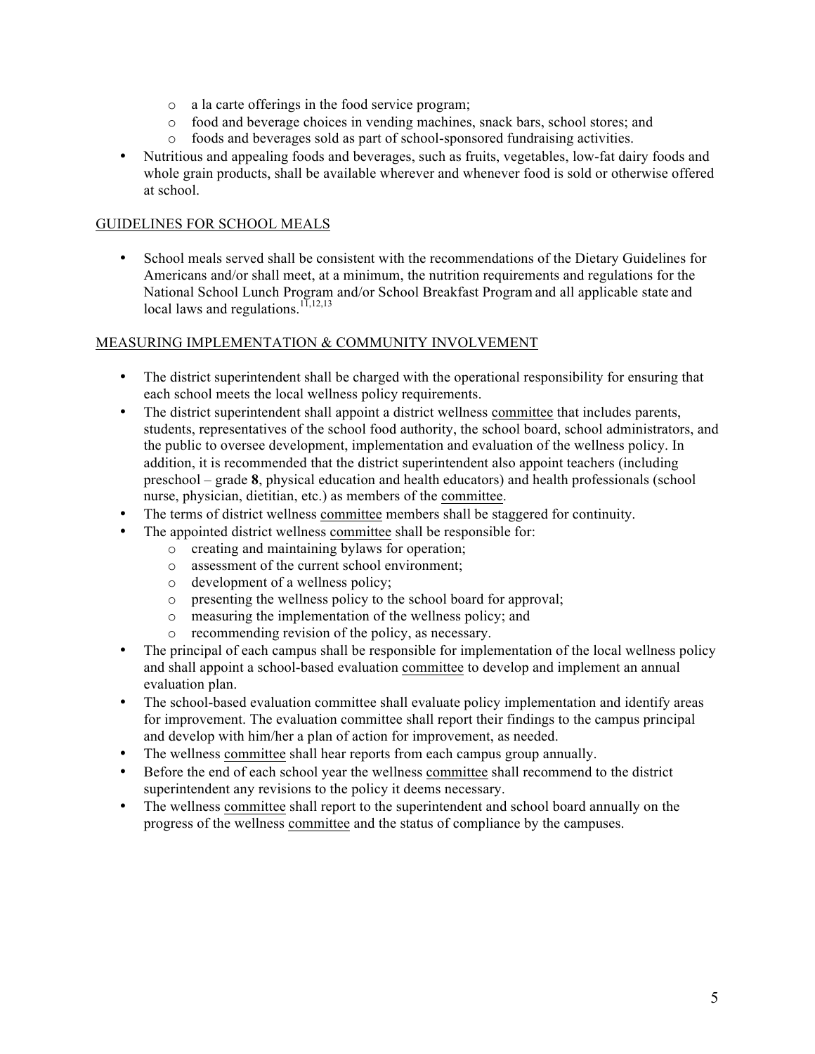- a la carte offerings in the food service program;
    - food and beverage choices in vending machines, snack bars, school stores; and
    - foods and beverages sold as part of school-sponsored fundraising activities.
- Nutritious and appealing foods and beverages, such as fruits, vegetables, low-fat dairy foods and whole grain products, shall be available wherever and whenever food is sold or otherwise offered at school.

<u>GUIDELINES FOR SCHOOL MEALS</u>

- School meals served shall be consistent with the recommendations of the Dietary Guidelines for Americans and/or shall meet, at a minimum, the nutrition requirements and regulations for the National School Lunch Program and/or School Breakfast Program and all applicable state and local laws and regulations.[11,12,13]

<u>MEASURING IMPLEMENTATION & COMMUNITY INVOLVEMENT</u>

- The district superintendent shall be charged with the operational responsibility for ensuring that each school meets the local wellness policy requirements.
- The district superintendent shall appoint a district wellness <u>committee</u> that includes parents, students, representatives of the school food authority, the school board, school administrators, and the public to oversee development, implementation and evaluation of the wellness policy. In addition, it is recommended that the district superintendent also appoint teachers (including preschool – grade **8**, physical education and health educators) and health professionals (school nurse, physician, dietitian, etc.) as members of the <u>committee</u>.
- The terms of district wellness <u>committee</u> members shall be staggered for continuity.
- The appointed district wellness <u>committee</u> shall be responsible for:
    - creating and maintaining bylaws for operation;
    - assessment of the current school environment;
    - development of a wellness policy;
    - presenting the wellness policy to the school board for approval;
    - measuring the implementation of the wellness policy; and
    - recommending revision of the policy, as necessary.
- The principal of each campus shall be responsible for implementation of the local wellness policy and shall appoint a school-based evaluation <u>committee</u> to develop and implement an annual evaluation plan.
- The school-based evaluation committee shall evaluate policy implementation and identify areas for improvement. The evaluation committee shall report their findings to the campus principal and develop with him/her a plan of action for improvement, as needed.
- The wellness <u>committee</u> shall hear reports from each campus group annually.
- Before the end of each school year the wellness <u>committee</u> shall recommend to the district superintendent any revisions to the policy it deems necessary.
- The wellness <u>committee</u> shall report to the superintendent and school board annually on the progress of the wellness <u>committee</u> and the status of compliance by the campuses.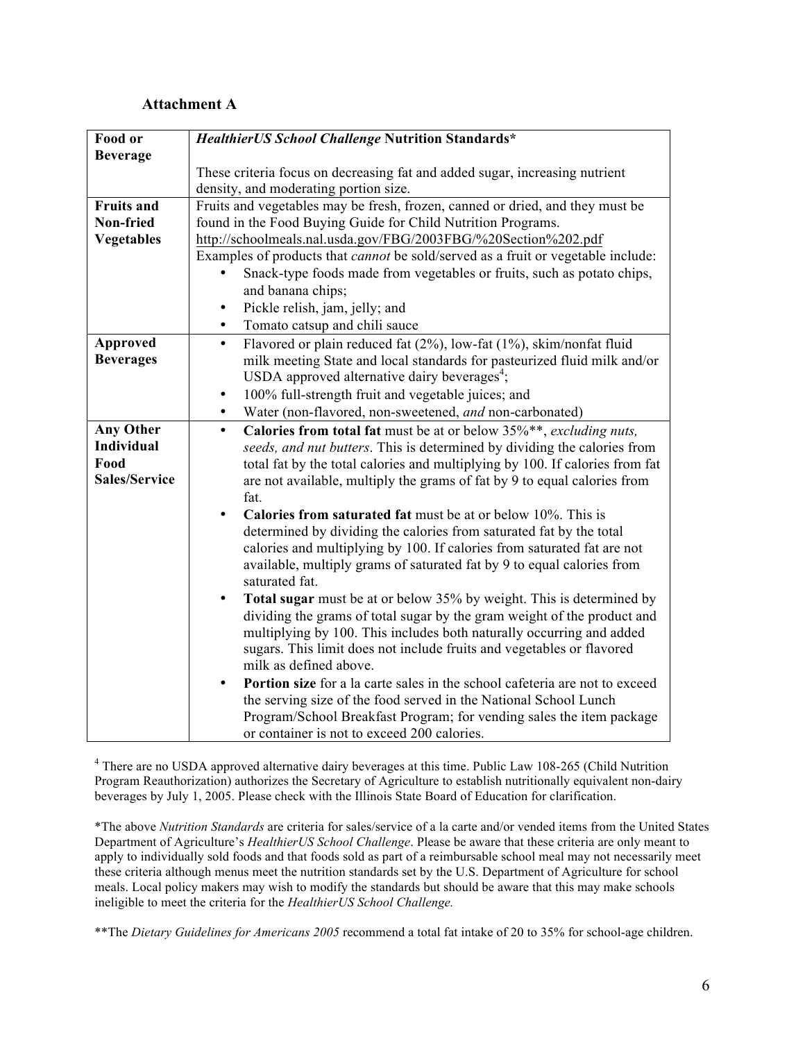## Attachment A

| Food or Beverage | *HealthierUS School Challenge* Nutrition Standards*<br><br>These criteria focus on decreasing fat and added sugar, increasing nutrient density, and moderating portion size. |
|---|---|
| **Fruits and Non-fried Vegetables** | Fruits and vegetables may be fresh, frozen, canned or dried, and they must be found in the Food Buying Guide for Child Nutrition Programs. http://schoolmeals.nal.usda.gov/FBG/2003FBG/%20Section%202.pdf<br>Examples of products that *cannot* be sold/served as a fruit or vegetable include:<br>• Snack-type foods made from vegetables or fruits, such as potato chips, and banana chips;<br>• Pickle relish, jam, jelly; and<br>• Tomato catsup and chili sauce |
| **Approved Beverages** | • Flavored or plain reduced fat (2%), low-fat (1%), skim/nonfat fluid milk meeting State and local standards for pasteurized fluid milk and/or USDA approved alternative dairy beverages[4];<br>• 100% full-strength fruit and vegetable juices; and<br>• Water (non-flavored, non-sweetened, *and* non-carbonated) |
| **Any Other Individual Food Sales/Service** | • **Calories from total fat** must be at or below 35%**, *excluding nuts, seeds, and nut butters*. This is determined by dividing the calories from total fat by the total calories and multiplying by 100. If calories from fat are not available, multiply the grams of fat by 9 to equal calories from fat.<br>• **Calories from saturated fat** must be at or below 10%. This is determined by dividing the calories from saturated fat by the total calories and multiplying by 100. If calories from saturated fat are not available, multiply grams of saturated fat by 9 to equal calories from saturated fat.<br>• **Total sugar** must be at or below 35% by weight. This is determined by dividing the grams of total sugar by the gram weight of the product and multiplying by 100. This includes both naturally occurring and added sugars. This limit does not include fruits and vegetables or flavored milk as defined above.<br>• **Portion size** for a la carte sales in the school cafeteria are not to exceed the serving size of the food served in the National School Lunch Program/School Breakfast Program; for vending sales the item package or container is not to exceed 200 calories. |

[4] There are no USDA approved alternative dairy beverages at this time. Public Law 108-265 (Child Nutrition Program Reauthorization) authorizes the Secretary of Agriculture to establish nutritionally equivalent non-dairy beverages by July 1, 2005. Please check with the Illinois State Board of Education for clarification.

*The above *Nutrition Standards* are criteria for sales/service of a la carte and/or vended items from the United States Department of Agriculture's *HealthierUS School Challenge*. Please be aware that these criteria are only meant to apply to individually sold foods and that foods sold as part of a reimbursable school meal may not necessarily meet these criteria although menus meet the nutrition standards set by the U.S. Department of Agriculture for school meals. Local policy makers may wish to modify the standards but should be aware that this may make schools ineligible to meet the criteria for the *HealthierUS School Challenge.*

**The *Dietary Guidelines for Americans 2005* recommend a total fat intake of 20 to 35% for school-age children.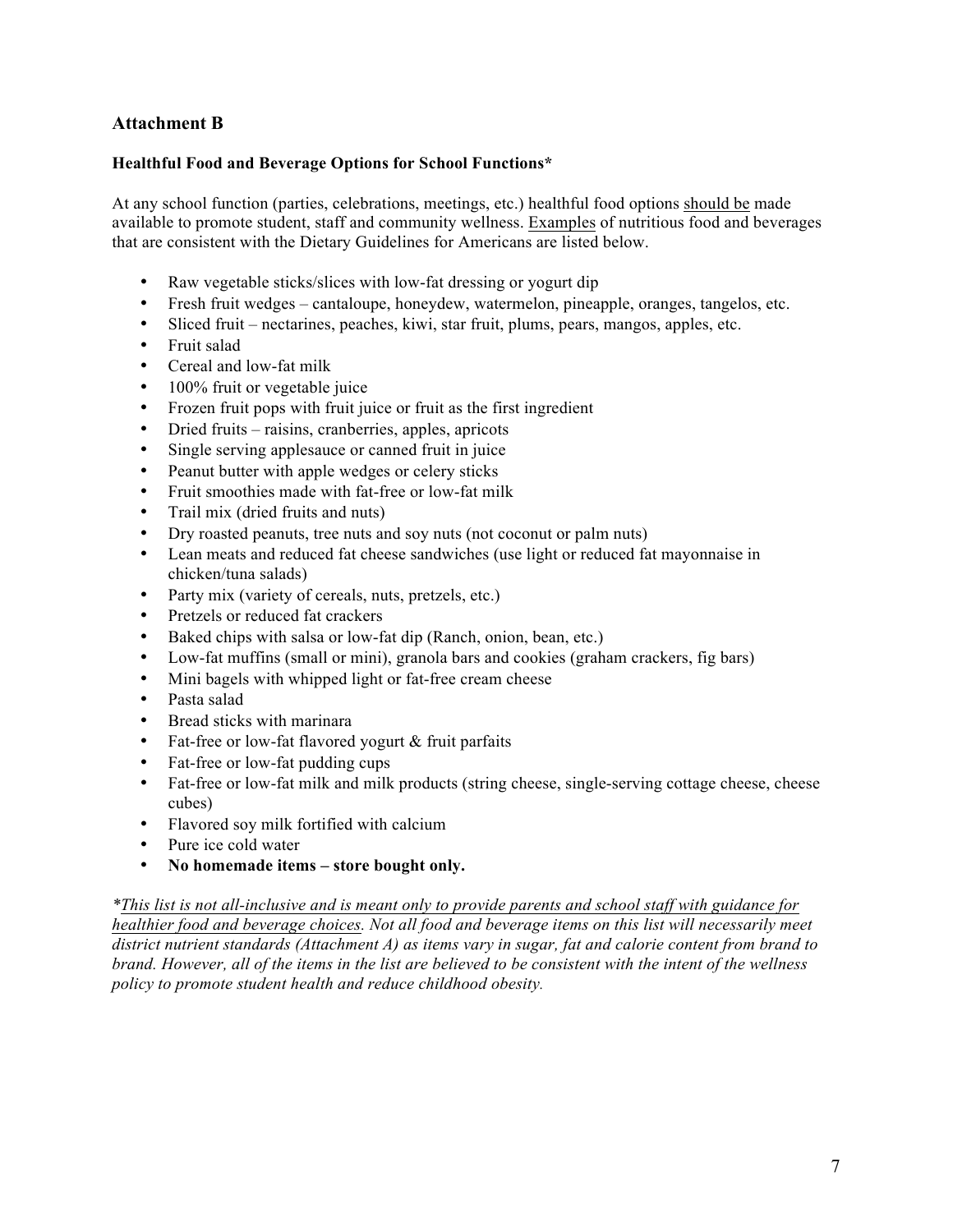## Attachment B

### Healthful Food and Beverage Options for School Functions*

At any school function (parties, celebrations, meetings, etc.) healthful food options <u>should be</u> made available to promote student, staff and community wellness. <u>Examples</u> of nutritious food and beverages that are consistent with the Dietary Guidelines for Americans are listed below.

- Raw vegetable sticks/slices with low-fat dressing or yogurt dip
- Fresh fruit wedges – cantaloupe, honeydew, watermelon, pineapple, oranges, tangelos, etc.
- Sliced fruit – nectarines, peaches, kiwi, star fruit, plums, pears, mangos, apples, etc.
- Fruit salad
- Cereal and low-fat milk
- 100% fruit or vegetable juice
- Frozen fruit pops with fruit juice or fruit as the first ingredient
- Dried fruits – raisins, cranberries, apples, apricots
- Single serving applesauce or canned fruit in juice
- Peanut butter with apple wedges or celery sticks
- Fruit smoothies made with fat-free or low-fat milk
- Trail mix (dried fruits and nuts)
- Dry roasted peanuts, tree nuts and soy nuts (not coconut or palm nuts)
- Lean meats and reduced fat cheese sandwiches (use light or reduced fat mayonnaise in chicken/tuna salads)
- Party mix (variety of cereals, nuts, pretzels, etc.)
- Pretzels or reduced fat crackers
- Baked chips with salsa or low-fat dip (Ranch, onion, bean, etc.)
- Low-fat muffins (small or mini), granola bars and cookies (graham crackers, fig bars)
- Mini bagels with whipped light or fat-free cream cheese
- Pasta salad
- Bread sticks with marinara
- Fat-free or low-fat flavored yogurt & fruit parfaits
- Fat-free or low-fat pudding cups
- Fat-free or low-fat milk and milk products (string cheese, single-serving cottage cheese, cheese cubes)
- Flavored soy milk fortified with calcium
- Pure ice cold water
- **No homemade items – store bought only.**

*\*<u>This list is not all-inclusive and is meant only to provide parents and school staff with guidance for healthier food and beverage choices</u>. Not all food and beverage items on this list will necessarily meet district nutrient standards (Attachment A) as items vary in sugar, fat and calorie content from brand to brand. However, all of the items in the list are believed to be consistent with the intent of the wellness policy to promote student health and reduce childhood obesity.*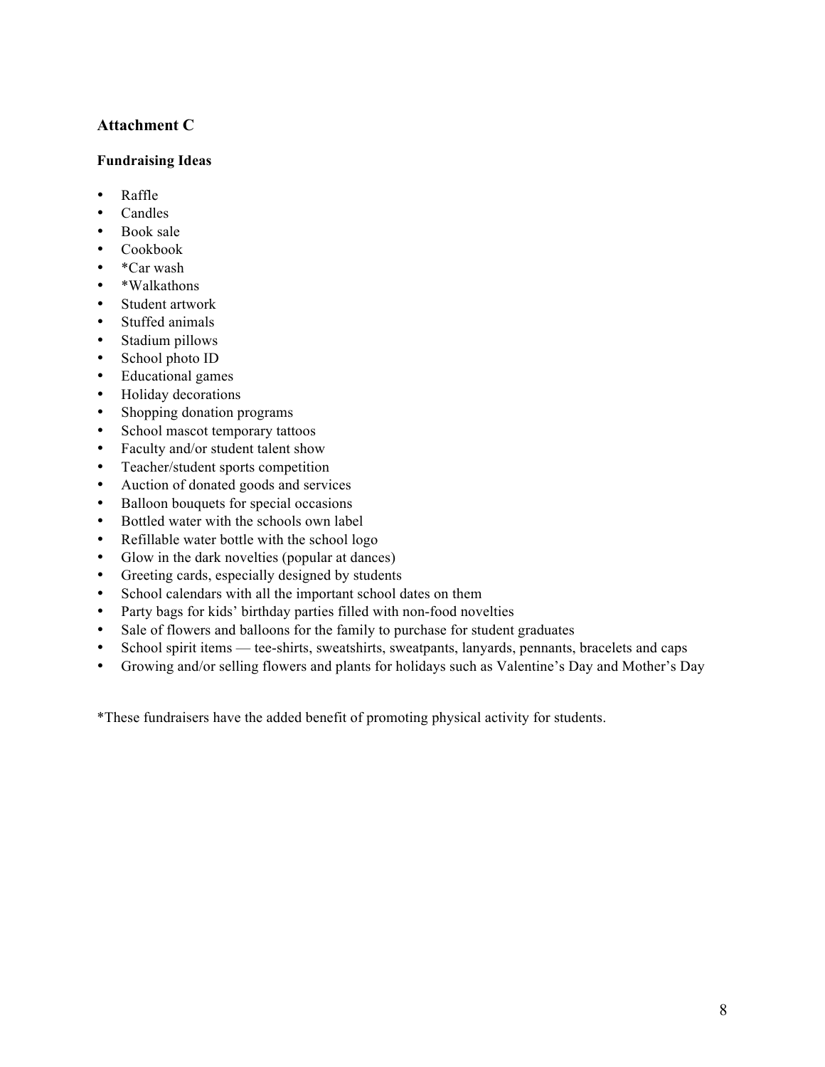## Attachment C

### Fundraising Ideas

- Raffle
- Candles
- Book sale
- Cookbook
- *Car wash
- *Walkathons
- Student artwork
- Stuffed animals
- Stadium pillows
- School photo ID
- Educational games
- Holiday decorations
- Shopping donation programs
- School mascot temporary tattoos
- Faculty and/or student talent show
- Teacher/student sports competition
- Auction of donated goods and services
- Balloon bouquets for special occasions
- Bottled water with the schools own label
- Refillable water bottle with the school logo
- Glow in the dark novelties (popular at dances)
- Greeting cards, especially designed by students
- School calendars with all the important school dates on them
- Party bags for kids' birthday parties filled with non-food novelties
- Sale of flowers and balloons for the family to purchase for student graduates
- School spirit items — tee-shirts, sweatshirts, sweatpants, lanyards, pennants, bracelets and caps
- Growing and/or selling flowers and plants for holidays such as Valentine's Day and Mother's Day

*These fundraisers have the added benefit of promoting physical activity for students.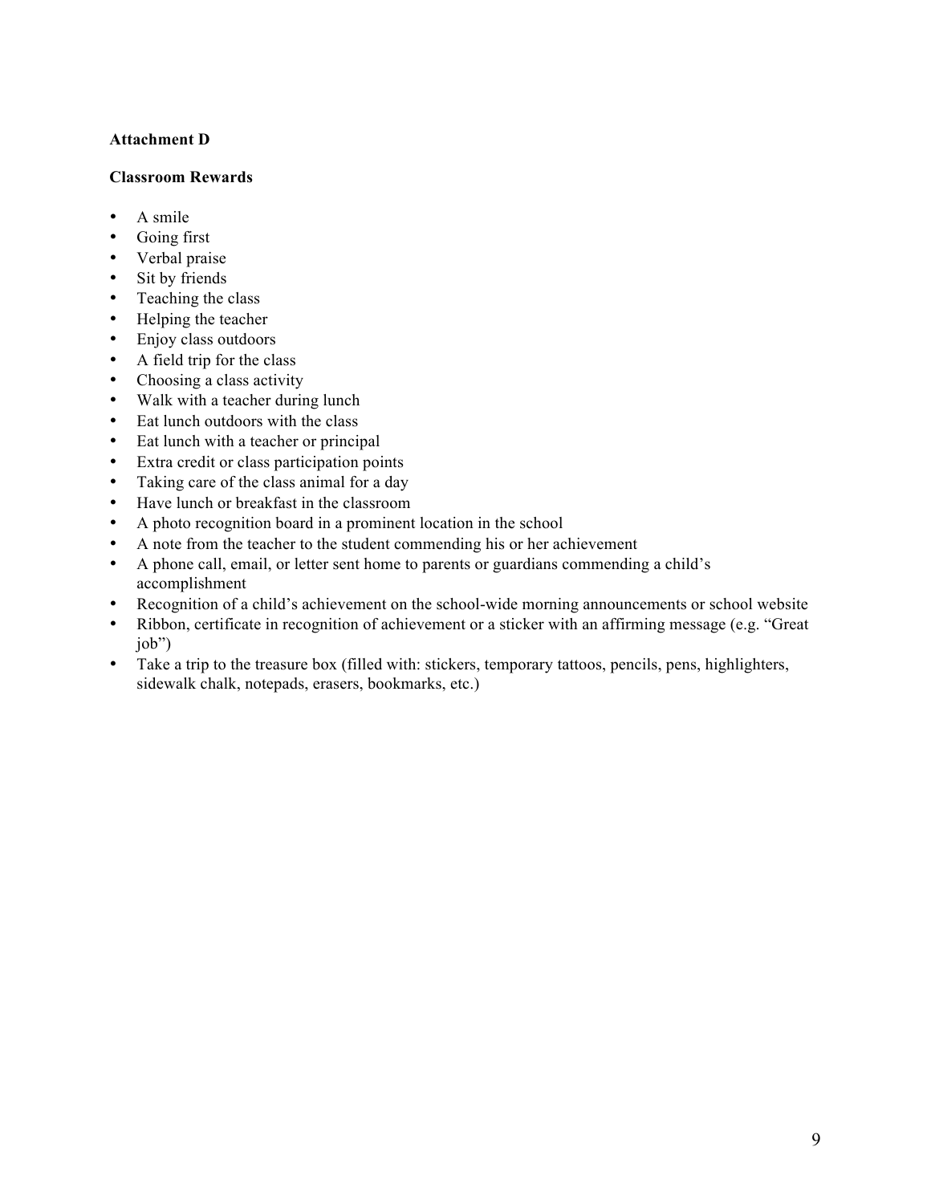**Attachment D**

**Classroom Rewards**

- A smile
- Going first
- Verbal praise
- Sit by friends
- Teaching the class
- Helping the teacher
- Enjoy class outdoors
- A field trip for the class
- Choosing a class activity
- Walk with a teacher during lunch
- Eat lunch outdoors with the class
- Eat lunch with a teacher or principal
- Extra credit or class participation points
- Taking care of the class animal for a day
- Have lunch or breakfast in the classroom
- A photo recognition board in a prominent location in the school
- A note from the teacher to the student commending his or her achievement
- A phone call, email, or letter sent home to parents or guardians commending a child's accomplishment
- Recognition of a child's achievement on the school-wide morning announcements or school website
- Ribbon, certificate in recognition of achievement or a sticker with an affirming message (e.g. "Great job")
- Take a trip to the treasure box (filled with: stickers, temporary tattoos, pencils, pens, highlighters, sidewalk chalk, notepads, erasers, bookmarks, etc.)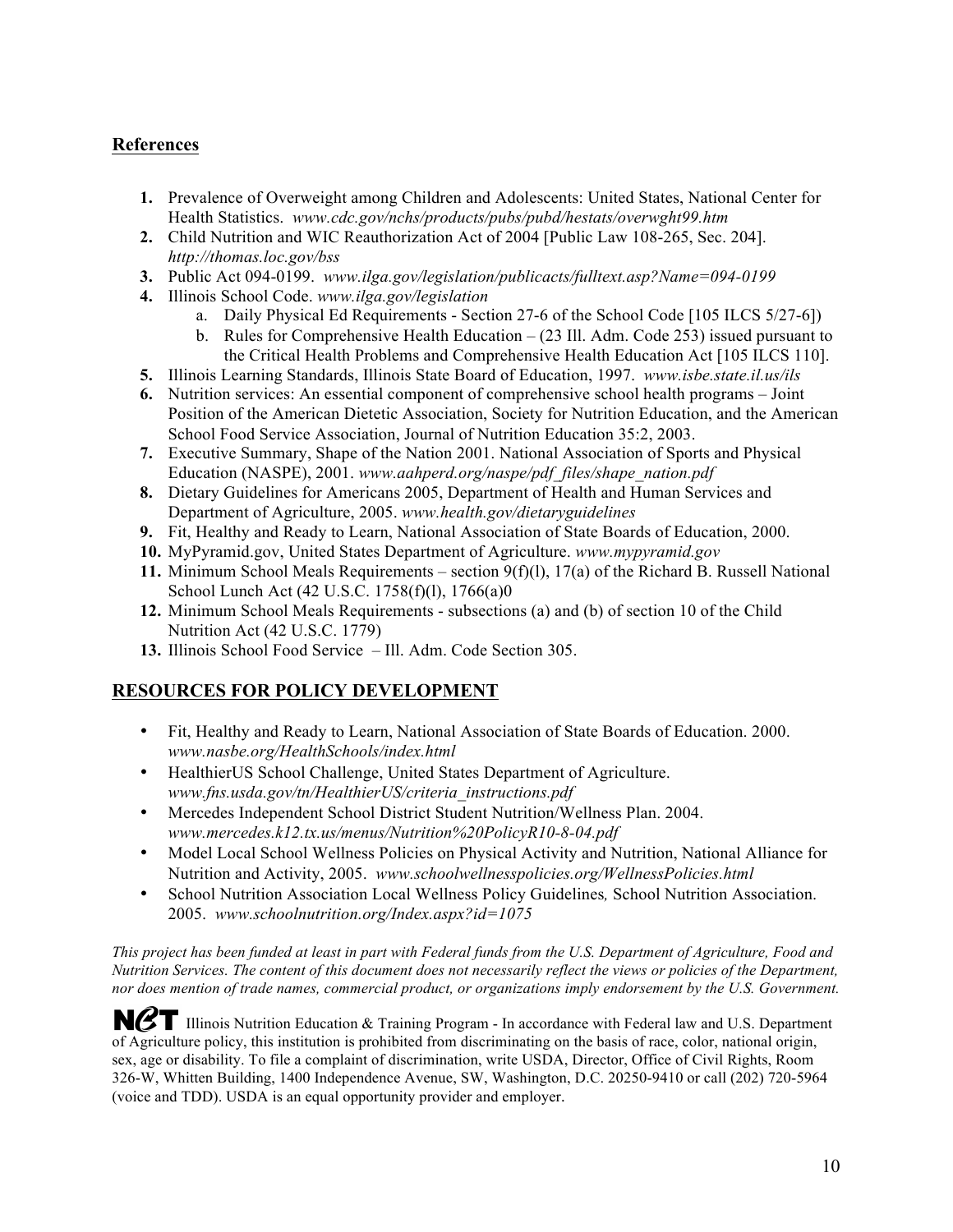## References

1. Prevalence of Overweight among Children and Adolescents: United States, National Center for Health Statistics. *www.cdc.gov/nchs/products/pubs/pubd/hestats/overwght99.htm*
2. Child Nutrition and WIC Reauthorization Act of 2004 [Public Law 108-265, Sec. 204]. *http://thomas.loc.gov/bss*
3. Public Act 094-0199. *www.ilga.gov/legislation/publicacts/fulltext.asp?Name=094-0199*
4. Illinois School Code. *www.ilga.gov/legislation*
   a. Daily Physical Ed Requirements - Section 27-6 of the School Code [105 ILCS 5/27-6])
   b. Rules for Comprehensive Health Education – (23 Ill. Adm. Code 253) issued pursuant to the Critical Health Problems and Comprehensive Health Education Act [105 ILCS 110].
5. Illinois Learning Standards, Illinois State Board of Education, 1997. *www.isbe.state.il.us/ils*
6. Nutrition services: An essential component of comprehensive school health programs – Joint Position of the American Dietetic Association, Society for Nutrition Education, and the American School Food Service Association, Journal of Nutrition Education 35:2, 2003.
7. Executive Summary, Shape of the Nation 2001. National Association of Sports and Physical Education (NASPE), 2001. *www.aahperd.org/naspe/pdf_files/shape_nation.pdf*
8. Dietary Guidelines for Americans 2005, Department of Health and Human Services and Department of Agriculture, 2005. *www.health.gov/dietaryguidelines*
9. Fit, Healthy and Ready to Learn, National Association of State Boards of Education, 2000.
10. MyPyramid.gov, United States Department of Agriculture. *www.mypyramid.gov*
11. Minimum School Meals Requirements – section 9(f)(l), 17(a) of the Richard B. Russell National School Lunch Act (42 U.S.C. 1758(f)(l), 1766(a)0
12. Minimum School Meals Requirements - subsections (a) and (b) of section 10 of the Child Nutrition Act (42 U.S.C. 1779)
13. Illinois School Food Service – Ill. Adm. Code Section 305.

## RESOURCES FOR POLICY DEVELOPMENT

- Fit, Healthy and Ready to Learn, National Association of State Boards of Education. 2000. *www.nasbe.org/HealthSchools/index.html*
- HealthierUS School Challenge, United States Department of Agriculture. *www.fns.usda.gov/tn/HealthierUS/criteria_instructions.pdf*
- Mercedes Independent School District Student Nutrition/Wellness Plan. 2004. *www.mercedes.k12.tx.us/menus/Nutrition%20PolicyR10-8-04.pdf*
- Model Local School Wellness Policies on Physical Activity and Nutrition, National Alliance for Nutrition and Activity, 2005. *www.schoolwellnesspolicies.org/WellnessPolicies.html*
- School Nutrition Association Local Wellness Policy Guidelines*,* School Nutrition Association. 2005. *www.schoolnutrition.org/Index.aspx?id=1075*

*This project has been funded at least in part with Federal funds from the U.S. Department of Agriculture, Food and Nutrition Services. The content of this document does not necessarily reflect the views or policies of the Department, nor does mention of trade names, commercial product, or organizations imply endorsement by the U.S. Government.*

**NET** Illinois Nutrition Education & Training Program - In accordance with Federal law and U.S. Department of Agriculture policy, this institution is prohibited from discriminating on the basis of race, color, national origin, sex, age or disability. To file a complaint of discrimination, write USDA, Director, Office of Civil Rights, Room 326-W, Whitten Building, 1400 Independence Avenue, SW, Washington, D.C. 20250-9410 or call (202) 720-5964 (voice and TDD). USDA is an equal opportunity provider and employer.